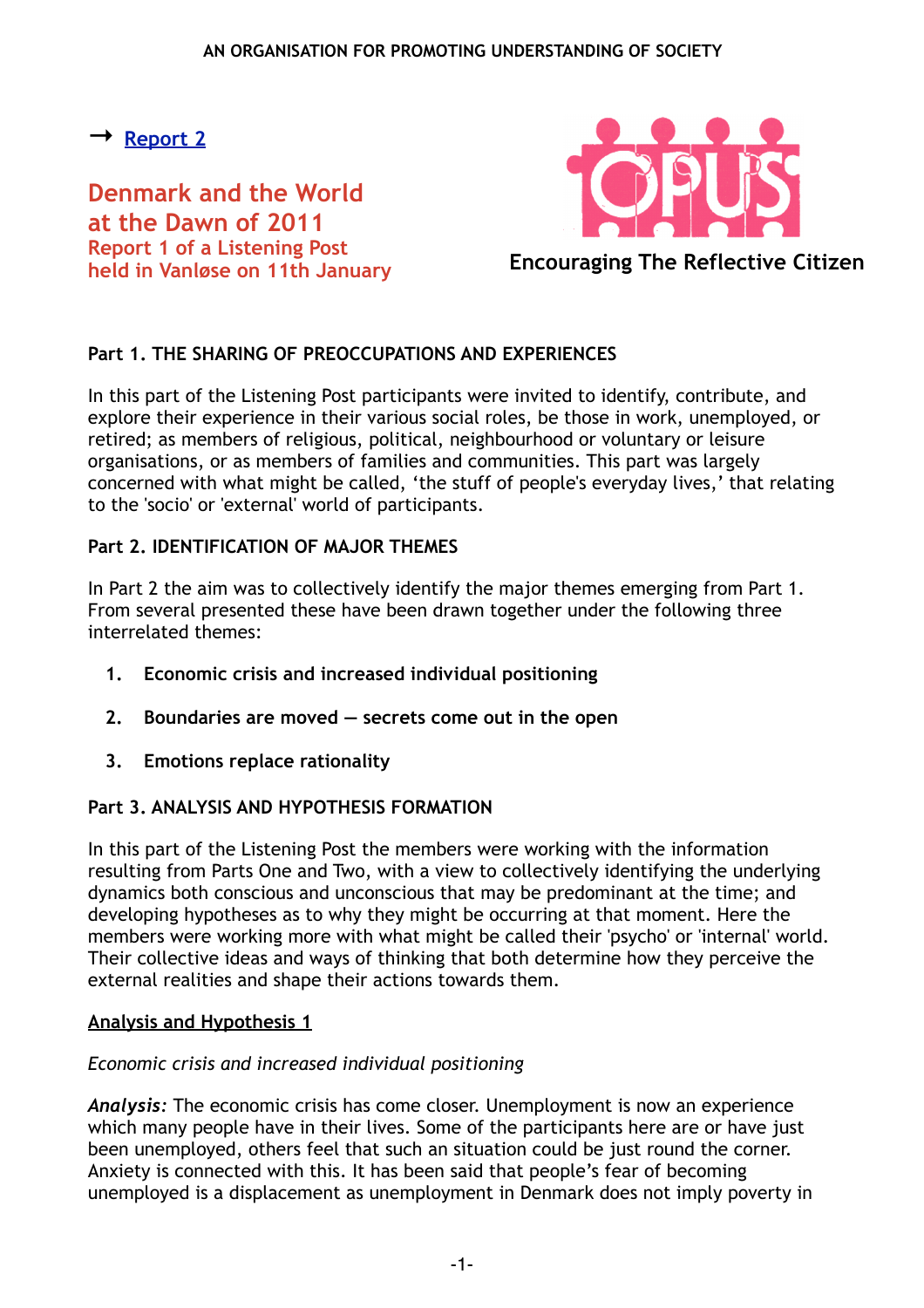AN ORGANISATION FOR PROMOTING UNDERSTANDING OF SOCIETY

→ [Report 2]

# Denmark and the World at the Dawn of 2011

## Report 1 of a Listening Post held in Vanløse on 11th January

**Encouraging The Reflective Citizen**

### Part 1. THE SHARING OF PREOCCUPATIONS AND EXPERIENCES

In this part of the Listening Post participants were invited to identify, contribute, and explore their experience in their various social roles, be those in work, unemployed, or retired; as members of religious, political, neighbourhood or voluntary or leisure organisations, or as members of families and communities. This part was largely concerned with what might be called, 'the stuff of people's everyday lives,' that relating to the 'socio' or 'external' world of participants.

### Part 2. IDENTIFICATION OF MAJOR THEMES

In Part 2 the aim was to collectively identify the major themes emerging from Part 1. From several presented these have been drawn together under the following three interrelated themes:

1. **Economic crisis and increased individual positioning**
2. **Boundaries are moved — secrets come out in the open**
3. **Emotions replace rationality**

### Part 3. ANALYSIS AND HYPOTHESIS FORMATION

In this part of the Listening Post the members were working with the information resulting from Parts One and Two, with a view to collectively identifying the underlying dynamics both conscious and unconscious that may be predominant at the time; and developing hypotheses as to why they might be occurring at that moment. Here the members were working more with what might be called their 'psycho' or 'internal' world. Their collective ideas and ways of thinking that both determine how they perceive the external realities and shape their actions towards them.

#### Analysis and Hypothesis 1

*Economic crisis and increased individual positioning*

***Analysis:*** The economic crisis has come closer. Unemployment is now an experience which many people have in their lives. Some of the participants here are or have just been unemployed, others feel that such an situation could be just round the corner. Anxiety is connected with this. It has been said that people's fear of becoming unemployed is a displacement as unemployment in Denmark does not imply poverty in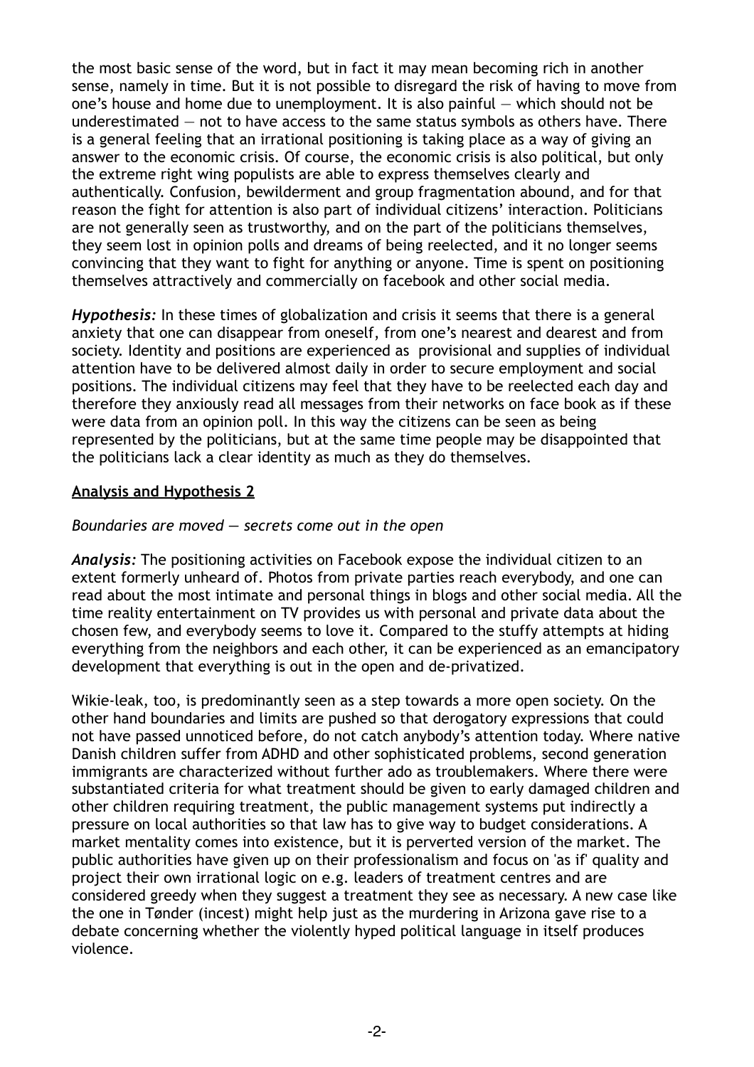the most basic sense of the word, but in fact it may mean becoming rich in another sense, namely in time. But it is not possible to disregard the risk of having to move from one's house and home due to unemployment. It is also painful — which should not be underestimated — not to have access to the same status symbols as others have. There is a general feeling that an irrational positioning is taking place as a way of giving an answer to the economic crisis. Of course, the economic crisis is also political, but only the extreme right wing populists are able to express themselves clearly and authentically. Confusion, bewilderment and group fragmentation abound, and for that reason the fight for attention is also part of individual citizens' interaction. Politicians are not generally seen as trustworthy, and on the part of the politicians themselves, they seem lost in opinion polls and dreams of being reelected, and it no longer seems convincing that they want to fight for anything or anyone. Time is spent on positioning themselves attractively and commercially on facebook and other social media.

***Hypothesis:*** In these times of globalization and crisis it seems that there is a general anxiety that one can disappear from oneself, from one's nearest and dearest and from society. Identity and positions are experienced as provisional and supplies of individual attention have to be delivered almost daily in order to secure employment and social positions. The individual citizens may feel that they have to be reelected each day and therefore they anxiously read all messages from their networks on face book as if these were data from an opinion poll. In this way the citizens can be seen as being represented by the politicians, but at the same time people may be disappointed that the politicians lack a clear identity as much as they do themselves.

## Analysis and Hypothesis 2

*Boundaries are moved — secrets come out in the open*

***Analysis:*** The positioning activities on Facebook expose the individual citizen to an extent formerly unheard of. Photos from private parties reach everybody, and one can read about the most intimate and personal things in blogs and other social media. All the time reality entertainment on TV provides us with personal and private data about the chosen few, and everybody seems to love it. Compared to the stuffy attempts at hiding everything from the neighbors and each other, it can be experienced as an emancipatory development that everything is out in the open and de-privatized.

Wikie-leak, too, is predominantly seen as a step towards a more open society. On the other hand boundaries and limits are pushed so that derogatory expressions that could not have passed unnoticed before, do not catch anybody's attention today. Where native Danish children suffer from ADHD and other sophisticated problems, second generation immigrants are characterized without further ado as troublemakers. Where there were substantiated criteria for what treatment should be given to early damaged children and other children requiring treatment, the public management systems put indirectly a pressure on local authorities so that law has to give way to budget considerations. A market mentality comes into existence, but it is perverted version of the market. The public authorities have given up on their professionalism and focus on 'as if' quality and project their own irrational logic on e.g. leaders of treatment centres and are considered greedy when they suggest a treatment they see as necessary. A new case like the one in Tønder (incest) might help just as the murdering in Arizona gave rise to a debate concerning whether the violently hyped political language in itself produces violence.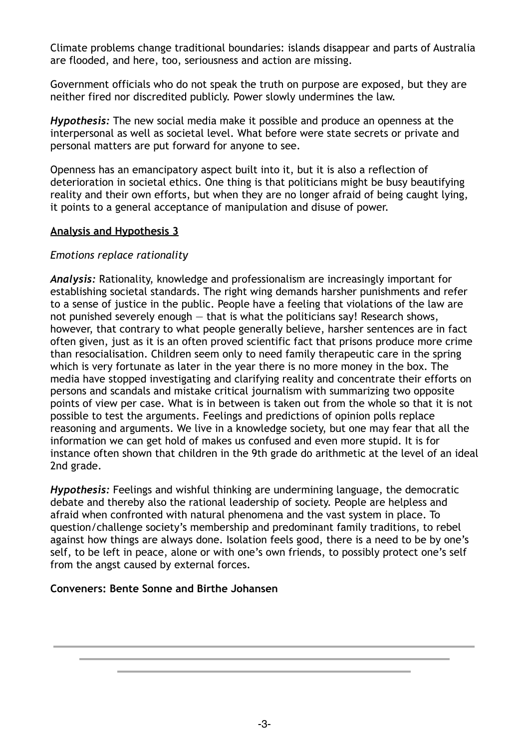Climate problems change traditional boundaries: islands disappear and parts of Australia are flooded, and here, too, seriousness and action are missing.

Government officials who do not speak the truth on purpose are exposed, but they are neither fired nor discredited publicly. Power slowly undermines the law.

***Hypothesis:*** The new social media make it possible and produce an openness at the interpersonal as well as societal level. What before were state secrets or private and personal matters are put forward for anyone to see.

Openness has an emancipatory aspect built into it, but it is also a reflection of deterioration in societal ethics. One thing is that politicians might be busy beautifying reality and their own efforts, but when they are no longer afraid of being caught lying, it points to a general acceptance of manipulation and disuse of power.

**<u>Analysis and Hypothesis 3</u>**

*Emotions replace rationality*

***Analysis:*** Rationality, knowledge and professionalism are increasingly important for establishing societal standards. The right wing demands harsher punishments and refer to a sense of justice in the public. People have a feeling that violations of the law are not punished severely enough — that is what the politicians say! Research shows, however, that contrary to what people generally believe, harsher sentences are in fact often given, just as it is an often proved scientific fact that prisons produce more crime than resocialisation. Children seem only to need family therapeutic care in the spring which is very fortunate as later in the year there is no more money in the box. The media have stopped investigating and clarifying reality and concentrate their efforts on persons and scandals and mistake critical journalism with summarizing two opposite points of view per case. What is in between is taken out from the whole so that it is not possible to test the arguments. Feelings and predictions of opinion polls replace reasoning and arguments. We live in a knowledge society, but one may fear that all the information we can get hold of makes us confused and even more stupid. It is for instance often shown that children in the 9th grade do arithmetic at the level of an ideal 2nd grade.

***Hypothesis:*** Feelings and wishful thinking are undermining language, the democratic debate and thereby also the rational leadership of society. People are helpless and afraid when confronted with natural phenomena and the vast system in place. To question/challenge society's membership and predominant family traditions, to rebel against how things are always done. Isolation feels good, there is a need to be by one's self, to be left in peace, alone or with one's own friends, to possibly protect one's self from the angst caused by external forces.

**Conveners: Bente Sonne and Birthe Johansen**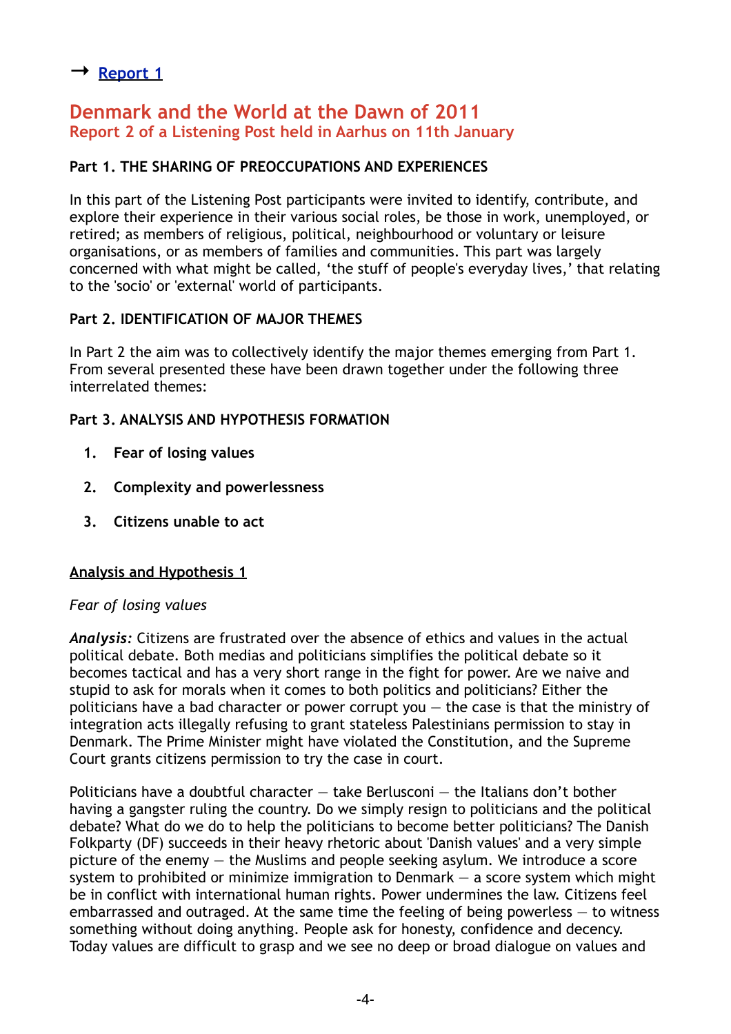→ [Report 1]

# Denmark and the World at the Dawn of 2011
## Report 2 of a Listening Post held in Aarhus on 11th January

**Part 1. THE SHARING OF PREOCCUPATIONS AND EXPERIENCES**

In this part of the Listening Post participants were invited to identify, contribute, and explore their experience in their various social roles, be those in work, unemployed, or retired; as members of religious, political, neighbourhood or voluntary or leisure organisations, or as members of families and communities. This part was largely concerned with what might be called, 'the stuff of people's everyday lives,' that relating to the 'socio' or 'external' world of participants.

**Part 2. IDENTIFICATION OF MAJOR THEMES**

In Part 2 the aim was to collectively identify the major themes emerging from Part 1. From several presented these have been drawn together under the following three interrelated themes:

**Part 3. ANALYSIS AND HYPOTHESIS FORMATION**

1. **Fear of losing values**
2. **Complexity and powerlessness**
3. **Citizens unable to act**

**Analysis and Hypothesis 1**

*Fear of losing values*

***Analysis:*** Citizens are frustrated over the absence of ethics and values in the actual political debate. Both medias and politicians simplifies the political debate so it becomes tactical and has a very short range in the fight for power. Are we naive and stupid to ask for morals when it comes to both politics and politicians? Either the politicians have a bad character or power corrupt you – the case is that the ministry of integration acts illegally refusing to grant stateless Palestinians permission to stay in Denmark. The Prime Minister might have violated the Constitution, and the Supreme Court grants citizens permission to try the case in court.

Politicians have a doubtful character – take Berlusconi – the Italians don't bother having a gangster ruling the country. Do we simply resign to politicians and the political debate? What do we do to help the politicians to become better politicians? The Danish Folkparty (DF) succeeds in their heavy rhetoric about 'Danish values' and a very simple picture of the enemy – the Muslims and people seeking asylum. We introduce a score system to prohibited or minimize immigration to Denmark – a score system which might be in conflict with international human rights. Power undermines the law. Citizens feel embarrassed and outraged. At the same time the feeling of being powerless – to witness something without doing anything. People ask for honesty, confidence and decency. Today values are difficult to grasp and we see no deep or broad dialogue on values and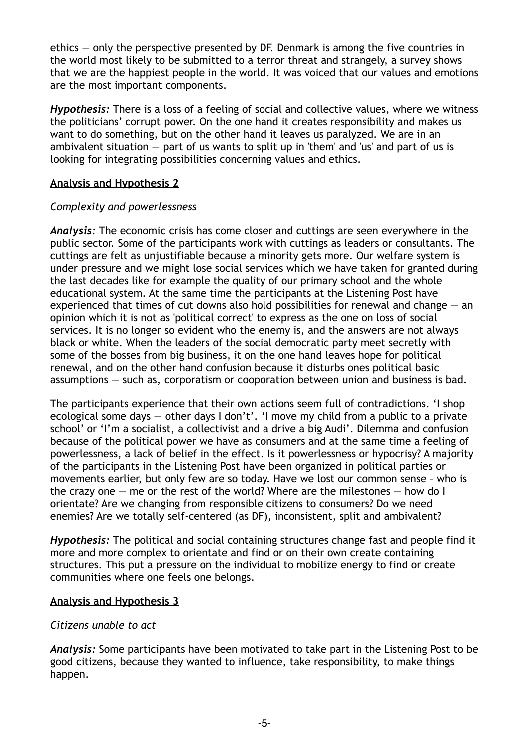ethics — only the perspective presented by DF. Denmark is among the five countries in the world most likely to be submitted to a terror threat and strangely, a survey shows that we are the happiest people in the world. It was voiced that our values and emotions are the most important components.

***Hypothesis:*** There is a loss of a feeling of social and collective values, where we witness the politicians' corrupt power. On the one hand it creates responsibility and makes us want to do something, but on the other hand it leaves us paralyzed. We are in an ambivalent situation — part of us wants to split up in 'them' and 'us' and part of us is looking for integrating possibilities concerning values and ethics.

## Analysis and Hypothesis 2

*Complexity and powerlessness*

***Analysis:*** The economic crisis has come closer and cuttings are seen everywhere in the public sector. Some of the participants work with cuttings as leaders or consultants. The cuttings are felt as unjustifiable because a minority gets more. Our welfare system is under pressure and we might lose social services which we have taken for granted during the last decades like for example the quality of our primary school and the whole educational system. At the same time the participants at the Listening Post have experienced that times of cut downs also hold possibilities for renewal and change — an opinion which it is not as 'political correct' to express as the one on loss of social services. It is no longer so evident who the enemy is, and the answers are not always black or white. When the leaders of the social democratic party meet secretly with some of the bosses from big business, it on the one hand leaves hope for political renewal, and on the other hand confusion because it disturbs ones political basic assumptions — such as, corporatism or cooporation between union and business is bad.

The participants experience that their own actions seem full of contradictions. 'I shop ecological some days — other days I don't'. 'I move my child from a public to a private school' or 'I'm a socialist, a collectivist and a drive a big Audi'. Dilemma and confusion because of the political power we have as consumers and at the same time a feeling of powerlessness, a lack of belief in the effect. Is it powerlessness or hypocrisy? A majority of the participants in the Listening Post have been organized in political parties or movements earlier, but only few are so today. Have we lost our common sense – who is the crazy one — me or the rest of the world? Where are the milestones — how do I orientate? Are we changing from responsible citizens to consumers? Do we need enemies? Are we totally self-centered (as DF), inconsistent, split and ambivalent?

***Hypothesis:*** The political and social containing structures change fast and people find it more and more complex to orientate and find or on their own create containing structures. This put a pressure on the individual to mobilize energy to find or create communities where one feels one belongs.

## Analysis and Hypothesis 3

*Citizens unable to act*

***Analysis:*** Some participants have been motivated to take part in the Listening Post to be good citizens, because they wanted to influence, take responsibility, to make things happen.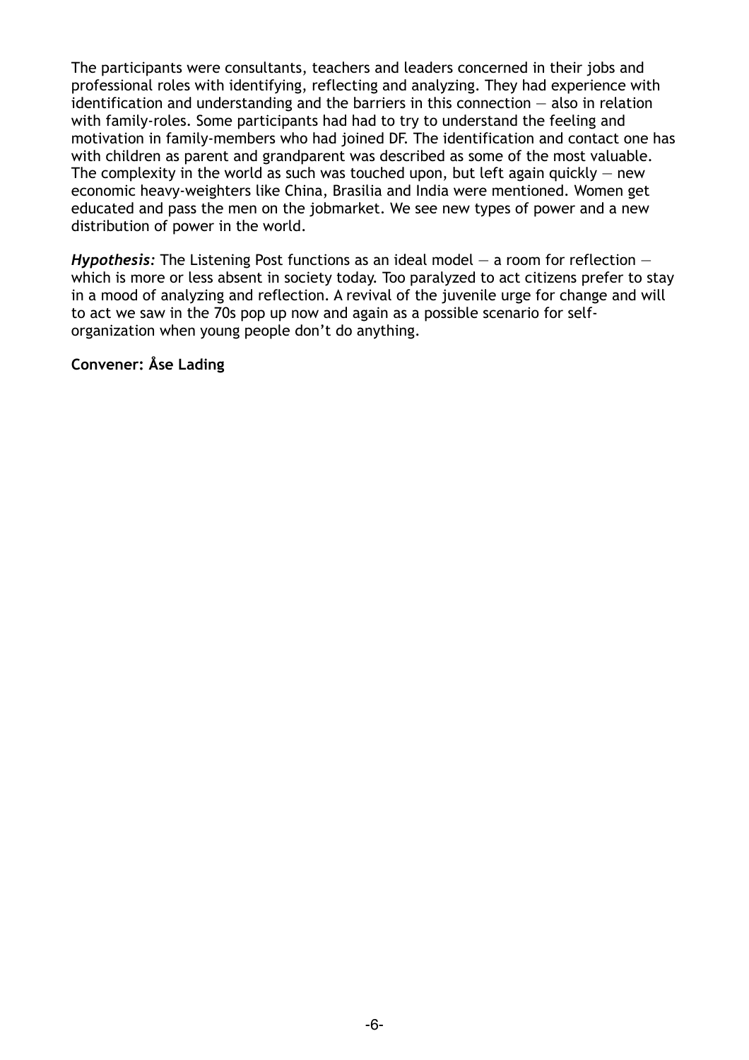The participants were consultants, teachers and leaders concerned in their jobs and professional roles with identifying, reflecting and analyzing. They had experience with identification and understanding and the barriers in this connection — also in relation with family-roles. Some participants had had to try to understand the feeling and motivation in family-members who had joined DF. The identification and contact one has with children as parent and grandparent was described as some of the most valuable. The complexity in the world as such was touched upon, but left again quickly — new economic heavy-weighters like China, Brasilia and India were mentioned. Women get educated and pass the men on the jobmarket. We see new types of power and a new distribution of power in the world.

***Hypothesis:*** The Listening Post functions as an ideal model — a room for reflection — which is more or less absent in society today. Too paralyzed to act citizens prefer to stay in a mood of analyzing and reflection. A revival of the juvenile urge for change and will to act we saw in the 70s pop up now and again as a possible scenario for self-organization when young people don't do anything.

**Convener: Åse Lading**